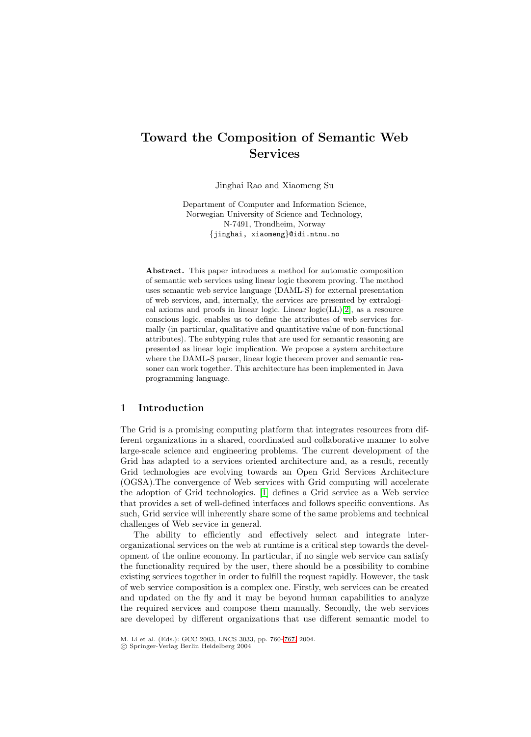# Toward the Composition of Semantic Web Services

Jinghai Rao and Xiaomeng Su

Department of Computer and Information Science,
Norwegian University of Science and Technology,
N-7491, Trondheim, Norway
{jinghai, xiaomeng}@idi.ntnu.no

**Abstract.** This paper introduces a method for automatic composition of semantic web services using linear logic theorem proving. The method uses semantic web service language (DAML-S) for external presentation of web services, and, internally, the services are presented by extralogical axioms and proofs in linear logic. Linear logic(LL)[2], as a resource conscious logic, enables us to define the attributes of web services formally (in particular, qualitative and quantitative value of non-functional attributes). The subtyping rules that are used for semantic reasoning are presented as linear logic implication. We propose a system architecture where the DAML-S parser, linear logic theorem prover and semantic reasoner can work together. This architecture has been implemented in Java programming language.

## 1 Introduction

The Grid is a promising computing platform that integrates resources from different organizations in a shared, coordinated and collaborative manner to solve large-scale science and engineering problems. The current development of the Grid has adapted to a services oriented architecture and, as a result, recently Grid technologies are evolving towards an Open Grid Services Architecture (OGSA).The convergence of Web services with Grid computing will accelerate the adoption of Grid technologies. [1] defines a Grid service as a Web service that provides a set of well-defined interfaces and follows specific conventions. As such, Grid service will inherently share some of the same problems and technical challenges of Web service in general.

The ability to efficiently and effectively select and integrate inter-organizational services on the web at runtime is a critical step towards the development of the online economy. In particular, if no single web service can satisfy the functionality required by the user, there should be a possibility to combine existing services together in order to fulfill the request rapidly. However, the task of web service composition is a complex one. Firstly, web services can be created and updated on the fly and it may be beyond human capabilities to analyze the required services and compose them manually. Secondly, the web services are developed by different organizations that use different semantic model to

M. Li et al. (Eds.): GCC 2003, LNCS 3033, pp. 760–767, 2004.
© Springer-Verlag Berlin Heidelberg 2004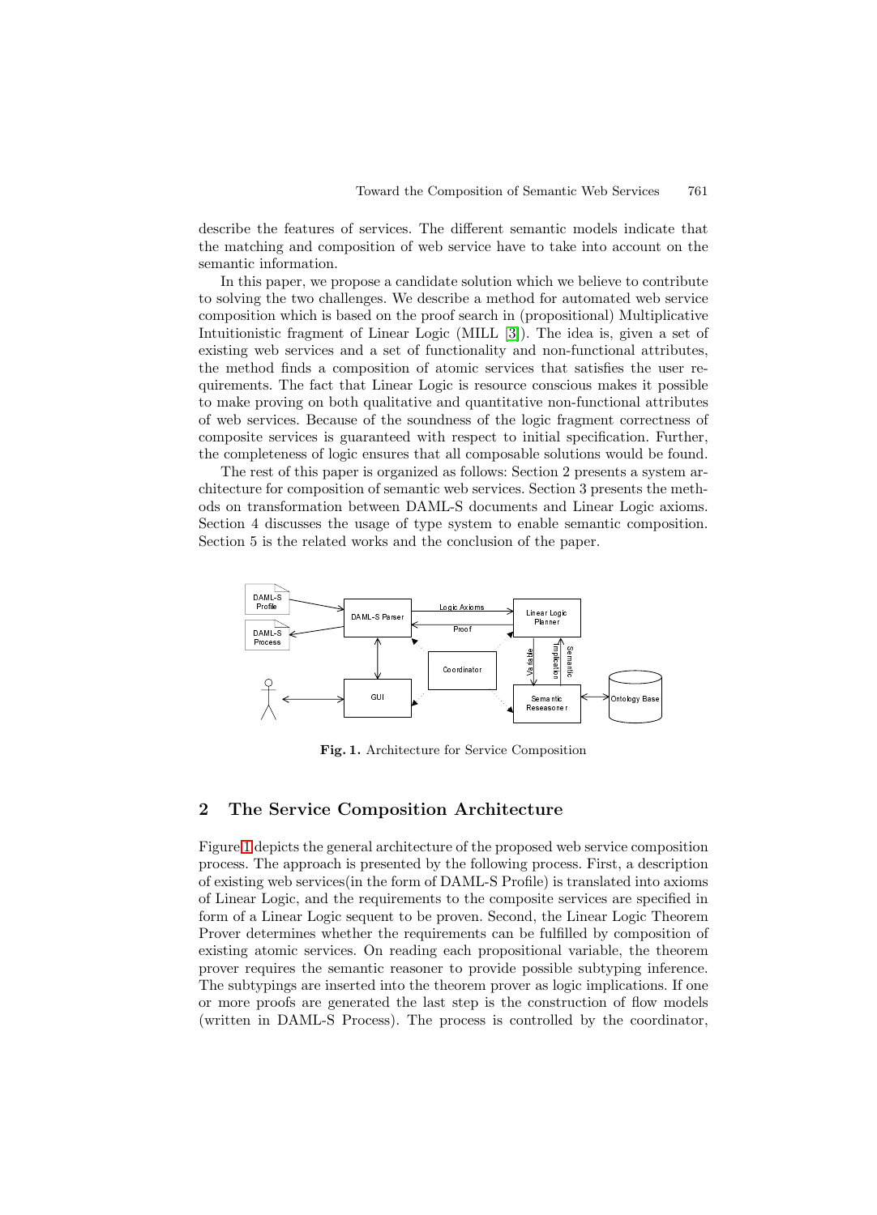describe the features of services. The different semantic models indicate that the matching and composition of web service have to take into account on the semantic information.

In this paper, we propose a candidate solution which we believe to contribute to solving the two challenges. We describe a method for automated web service composition which is based on the proof search in (propositional) Multiplicative Intuitionistic fragment of Linear Logic (MILL [3]). The idea is, given a set of existing web services and a set of functionality and non-functional attributes, the method finds a composition of atomic services that satisfies the user requirements. The fact that Linear Logic is resource conscious makes it possible to make proving on both qualitative and quantitative non-functional attributes of web services. Because of the soundness of the logic fragment correctness of composite services is guaranteed with respect to initial specification. Further, the completeness of logic ensures that all composable solutions would be found.

The rest of this paper is organized as follows: Section 2 presents a system architecture for composition of semantic web services. Section 3 presents the methods on transformation between DAML-S documents and Linear Logic axioms. Section 4 discusses the usage of type system to enable semantic composition. Section 5 is the related works and the conclusion of the paper.

**Fig. 1.** Architecture for Service Composition

## 2 The Service Composition Architecture

Figure 1 depicts the general architecture of the proposed web service composition process. The approach is presented by the following process. First, a description of existing web services(in the form of DAML-S Profile) is translated into axioms of Linear Logic, and the requirements to the composite services are specified in form of a Linear Logic sequent to be proven. Second, the Linear Logic Theorem Prover determines whether the requirements can be fulfilled by composition of existing atomic services. On reading each propositional variable, the theorem prover requires the semantic reasoner to provide possible subtyping inference. The subtypings are inserted into the theorem prover as logic implications. If one or more proofs are generated the last step is the construction of flow models (written in DAML-S Process). The process is controlled by the coordinator,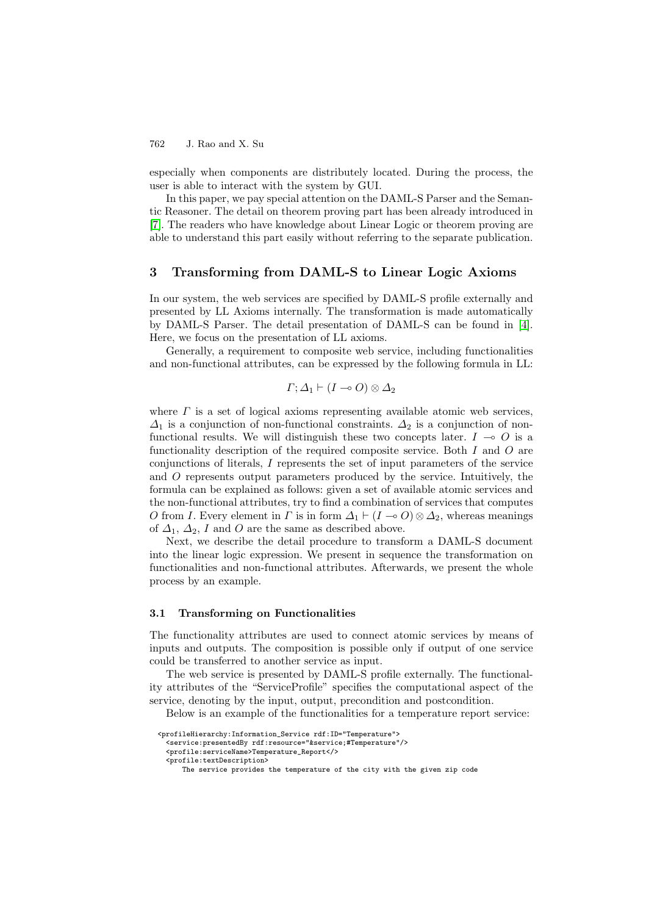especially when components are distributely located. During the process, the user is able to interact with the system by GUI.

In this paper, we pay special attention on the DAML-S Parser and the Semantic Reasoner. The detail on theorem proving part has been already introduced in [7]. The readers who have knowledge about Linear Logic or theorem proving are able to understand this part easily without referring to the separate publication.

## 3 Transforming from DAML-S to Linear Logic Axioms

In our system, the web services are specified by DAML-S profile externally and presented by LL Axioms internally. The transformation is made automatically by DAML-S Parser. The detail presentation of DAML-S can be found in [4]. Here, we focus on the presentation of LL axioms.

Generally, a requirement to composite web service, including functionalities and non-functional attributes, can be expressed by the following formula in LL:

$$\Gamma; \Delta_1 \vdash (I \multimap O) \otimes \Delta_2$$

where $\Gamma$ is a set of logical axioms representing available atomic web services, $\Delta_1$ is a conjunction of non-functional constraints. $\Delta_2$ is a conjunction of non-functional results. We will distinguish these two concepts later. $I \multimap O$ is a functionality description of the required composite service. Both $I$ and $O$ are conjunctions of literals, $I$ represents the set of input parameters of the service and $O$ represents output parameters produced by the service. Intuitively, the formula can be explained as follows: given a set of available atomic services and the non-functional attributes, try to find a combination of services that computes $O$ from $I$. Every element in $\Gamma$ is in form $\Delta_1 \vdash (I \multimap O) \otimes \Delta_2$, whereas meanings of $\Delta_1$, $\Delta_2$, $I$ and $O$ are the same as described above.

Next, we describe the detail procedure to transform a DAML-S document into the linear logic expression. We present in sequence the transformation on functionalities and non-functional attributes. Afterwards, we present the whole process by an example.

### 3.1 Transforming on Functionalities

The functionality attributes are used to connect atomic services by means of inputs and outputs. The composition is possible only if output of one service could be transferred to another service as input.

The web service is presented by DAML-S profile externally. The functionality attributes of the "ServiceProfile" specifies the computational aspect of the service, denoting by the input, output, precondition and postcondition.

Below is an example of the functionalities for a temperature report service:

```
<profileHierarchy:Information_Service rdf:ID="Temperature">
  <service:presentedBy rdf:resource="&service;#Temperature"/>
  <profile:serviceName>Temperature_Report</>
  <profile:textDescription>
      The service provides the temperature of the city with the given zip code
```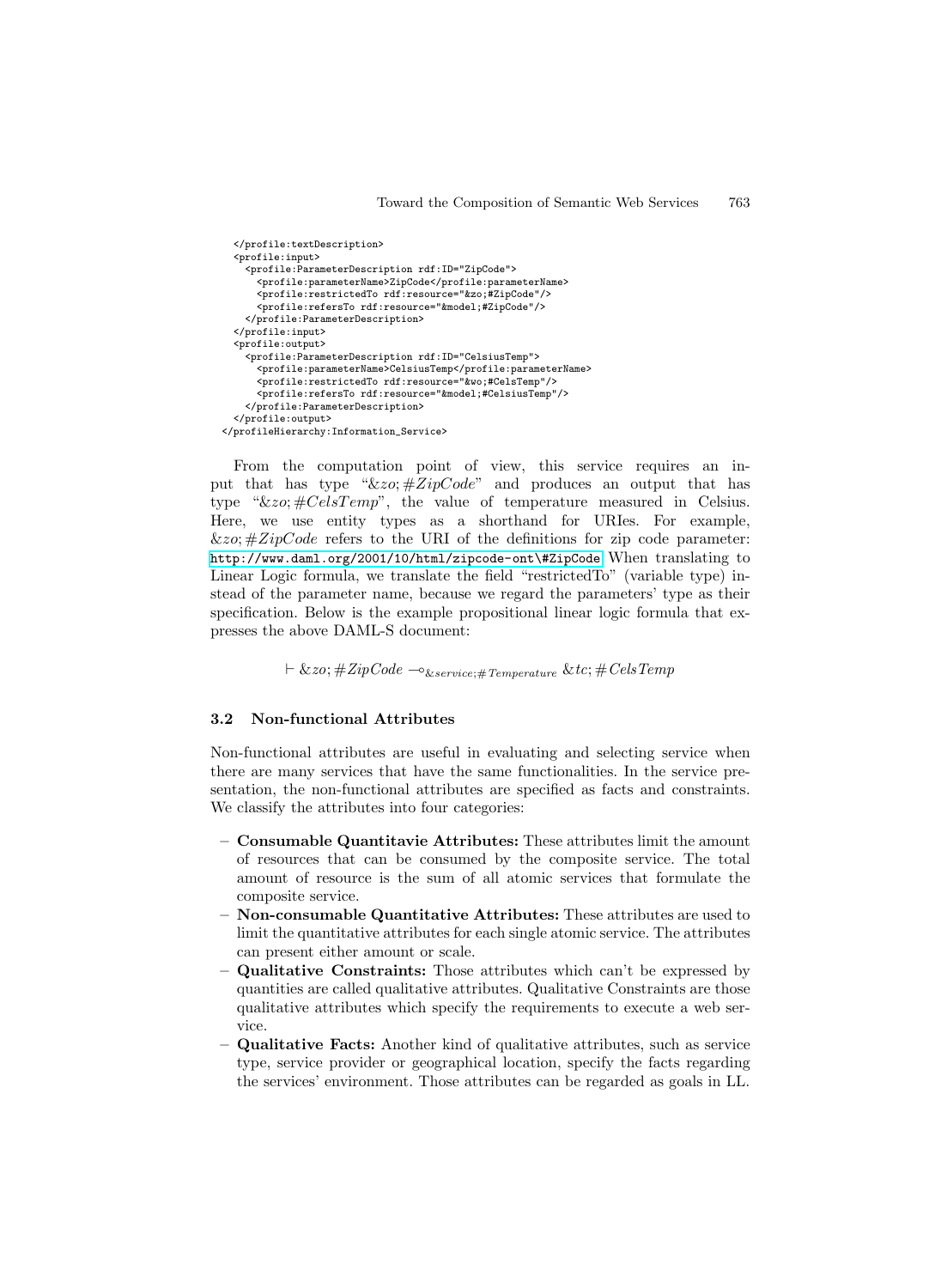```
  </profile:textDescription>
  <profile:input>
    <profile:ParameterDescription rdf:ID="ZipCode">
      <profile:parameterName>ZipCode</profile:parameterName>
      <profile:restrictedTo rdf:resource="&zo;#ZipCode"/>
      <profile:refersTo rdf:resource="&model;#ZipCode"/>
    </profile:ParameterDescription>
  </profile:input>
  <profile:output>
    <profile:ParameterDescription rdf:ID="CelsiusTemp">
      <profile:parameterName>CelsiusTemp</profile:parameterName>
      <profile:restrictedTo rdf:resource="&wo;#CelsTemp"/>
      <profile:refersTo rdf:resource="&model;#CelsiusTemp"/>
    </profile:ParameterDescription>
  </profile:output>
</profileHierarchy:Information_Service>
```

From the computation point of view, this service requires an input that has type "$\&zo;\#ZipCode$" and produces an output that has type "$\&zo;\#CelsTemp$", the value of temperature measured in Celsius. Here, we use entity types as a shorthand for URIes. For example, $\&zo;\#ZipCode$ refers to the URI of the definitions for zip code parameter: http://www.daml.org/2001/10/html/zipcode-ont\#ZipCode. When translating to Linear Logic formula, we translate the field "restrictedTo" (variable type) instead of the parameter name, because we regard the parameters' type as their specification. Below is the example propositional linear logic formula that expresses the above DAML-S document:

$$\vdash \&zo;\#ZipCode \multimap_{\&service;\#Temperature} \&tc;\#CelsTemp$$

### 3.2 Non-functional Attributes

Non-functional attributes are useful in evaluating and selecting service when there are many services that have the same functionalities. In the service presentation, the non-functional attributes are specified as facts and constraints. We classify the attributes into four categories:

- **Consumable Quantitavie Attributes:** These attributes limit the amount of resources that can be consumed by the composite service. The total amount of resource is the sum of all atomic services that formulate the composite service.
- **Non-consumable Quantitative Attributes:** These attributes are used to limit the quantitative attributes for each single atomic service. The attributes can present either amount or scale.
- **Qualitative Constraints:** Those attributes which can't be expressed by quantities are called qualitative attributes. Qualitative Constraints are those qualitative attributes which specify the requirements to execute a web service.
- **Qualitative Facts:** Another kind of qualitative attributes, such as service type, service provider or geographical location, specify the facts regarding the services' environment. Those attributes can be regarded as goals in LL.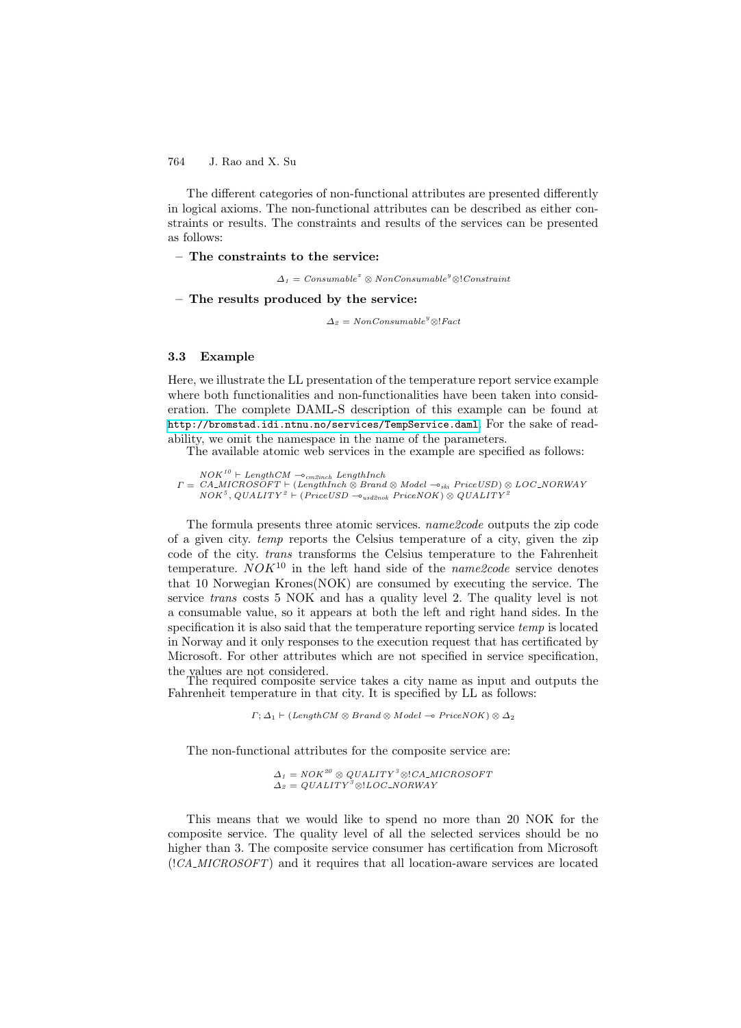The different categories of non-functional attributes are presented differently in logical axioms. The non-functional attributes can be described as either constraints or results. The constraints and results of the services can be presented as follows:

- **The constraints to the service:**

$$\Delta_1 = Consumable^x \otimes NonConsumable^y \otimes !Constraint$$

- **The results produced by the service:**

$$\Delta_2 = NonConsumable^y \otimes !Fact$$

### 3.3 Example

Here, we illustrate the LL presentation of the temperature report service example where both functionalities and non-functionalities have been taken into consideration. The complete DAML-S description of this example can be found at http://bromstad.idi.ntnu.no/services/TempService.daml. For the sake of readability, we omit the namespace in the name of the parameters.

The available atomic web services in the example are specified as follows:

$$\Gamma = \begin{array}{l} NOK^{10} \vdash LengthCM \multimap_{cm2inch} LengthInch \\ CA\_MICROSOFT \vdash (LengthInch \otimes Brand \otimes Model \multimap_{ski} PriceUSD) \otimes LOC\_NORWAY \\ NOK^5, QUALITY^2 \vdash (PriceUSD \multimap_{usd2nok} PriceNOK) \otimes QUALITY^2 \end{array}$$

The formula presents three atomic services. *name2code* outputs the zip code of a given city. *temp* reports the Celsius temperature of a city, given the zip code of the city. *trans* transforms the Celsius temperature to the Fahrenheit temperature. $NOK^{10}$ in the left hand side of the *name2code* service denotes that 10 Norwegian Krones(NOK) are consumed by executing the service. The service *trans* costs 5 NOK and has a quality level 2. The quality level is not a consumable value, so it appears at both the left and right hand sides. In the specification it is also said that the temperature reporting service *temp* is located in Norway and it only responses to the execution request that has certificated by Microsoft. For other attributes which are not specified in service specification, the values are not considered.

The required composite service takes a city name as input and outputs the Fahrenheit temperature in that city. It is specified by LL as follows:

$$\Gamma; \Delta_1 \vdash (LengthCM \otimes Brand \otimes Model \multimap PriceNOK) \otimes \Delta_2$$

The non-functional attributes for the composite service are:

$$\begin{array}{l} \Delta_1 = NOK^{20} \otimes QUALITY^3 \otimes !CA\_MICROSOFT \\ \Delta_2 = QUALITY^3 \otimes !LOC\_NORWAY \end{array}$$

This means that we would like to spend no more than 20 NOK for the composite service. The quality level of all the selected services should be no higher than 3. The composite service consumer has certification from Microsoft ($!CA\_MICROSOFT$) and it requires that all location-aware services are located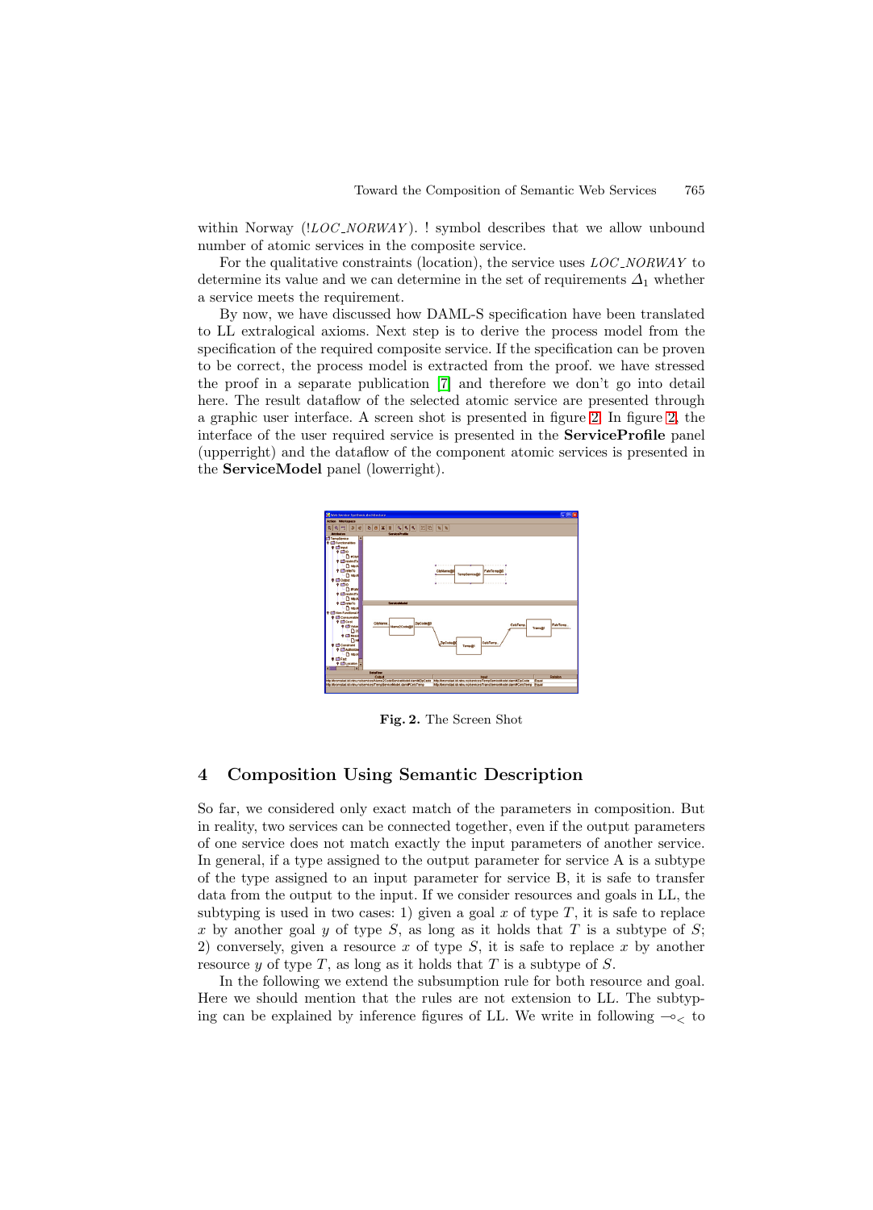within Norway (!$LOC\_NORWAY$). ! symbol describes that we allow unbound number of atomic services in the composite service.

For the qualitative constraints (location), the service uses $LOC\_NORWAY$ to determine its value and we can determine in the set of requirements $\Delta_1$ whether a service meets the requirement.

By now, we have discussed how DAML-S specification have been translated to LL extralogical axioms. Next step is to derive the process model from the specification of the required composite service. If the specification can be proven to be correct, the process model is extracted from the proof. we have stressed the proof in a separate publication [7] and therefore we don't go into detail here. The result dataflow of the selected atomic service are presented through a graphic user interface. A screen shot is presented in figure 2. In figure 2, the interface of the user required service is presented in the **ServiceProfile** panel (upperright) and the dataflow of the component atomic services is presented in the **ServiceModel** panel (lowerright).

**Fig. 2.** The Screen Shot

## 4 Composition Using Semantic Description

So far, we considered only exact match of the parameters in composition. But in reality, two services can be connected together, even if the output parameters of one service does not match exactly the input parameters of another service. In general, if a type assigned to the output parameter for service A is a subtype of the type assigned to an input parameter for service B, it is safe to transfer data from the output to the input. If we consider resources and goals in LL, the subtyping is used in two cases: 1) given a goal $x$ of type $T$, it is safe to replace $x$ by another goal $y$ of type $S$, as long as it holds that $T$ is a subtype of $S$; 2) conversely, given a resource $x$ of type $S$, it is safe to replace $x$ by another resource $y$ of type $T$, as long as it holds that $T$ is a subtype of $S$.

In the following we extend the subsumption rule for both resource and goal. Here we should mention that the rules are not extension to LL. The subtyping can be explained by inference figures of LL. We write in following $\multimap_{<}$ to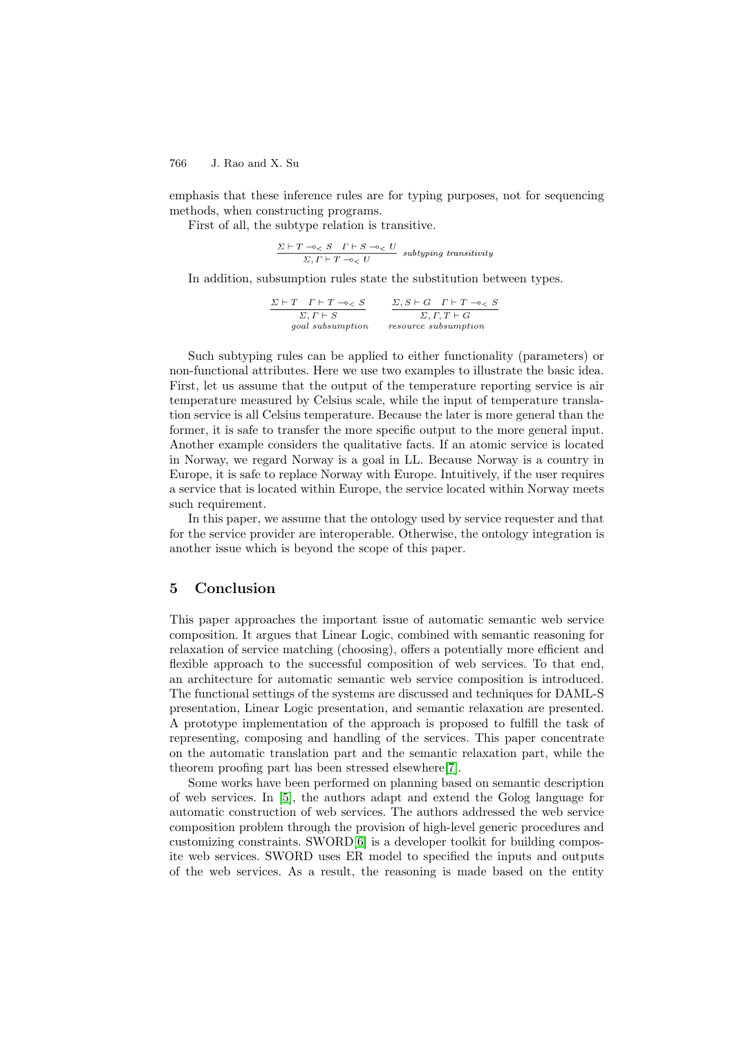emphasis that these inference rules are for typing purposes, not for sequencing methods, when constructing programs.

First of all, the subtype relation is transitive.

$$\frac{\Sigma \vdash T \multimap_{<} S \quad \Gamma \vdash S \multimap_{<} U}{\Sigma, \Gamma \vdash T \multimap_{<} U} \textit{ subtyping transitivity}$$

In addition, subsumption rules state the substitution between types.

$$\underset{\textit{goal subsumption}}{\frac{\Sigma \vdash T \quad \Gamma \vdash T \multimap_{<} S}{\Sigma, \Gamma \vdash S}} \qquad \underset{\textit{resource subsumption}}{\frac{\Sigma, S \vdash G \quad \Gamma \vdash T \multimap_{<} S}{\Sigma, \Gamma, T \vdash G}}$$

Such subtyping rules can be applied to either functionality (parameters) or non-functional attributes. Here we use two examples to illustrate the basic idea. First, let us assume that the output of the temperature reporting service is air temperature measured by Celsius scale, while the input of temperature translation service is all Celsius temperature. Because the later is more general than the former, it is safe to transfer the more specific output to the more general input. Another example considers the qualitative facts. If an atomic service is located in Norway, we regard Norway is a goal in LL. Because Norway is a country in Europe, it is safe to replace Norway with Europe. Intuitively, if the user requires a service that is located within Europe, the service located within Norway meets such requirement.

In this paper, we assume that the ontology used by service requester and that for the service provider are interoperable. Otherwise, the ontology integration is another issue which is beyond the scope of this paper.

## 5 Conclusion

This paper approaches the important issue of automatic semantic web service composition. It argues that Linear Logic, combined with semantic reasoning for relaxation of service matching (choosing), offers a potentially more efficient and flexible approach to the successful composition of web services. To that end, an architecture for automatic semantic web service composition is introduced. The functional settings of the systems are discussed and techniques for DAML-S presentation, Linear Logic presentation, and semantic relaxation are presented. A prototype implementation of the approach is proposed to fulfill the task of representing, composing and handling of the services. This paper concentrate on the automatic translation part and the semantic relaxation part, while the theorem proofing part has been stressed elsewhere[7].

Some works have been performed on planning based on semantic description of web services. In [5], the authors adapt and extend the Golog language for automatic construction of web services. The authors addressed the web service composition problem through the provision of high-level generic procedures and customizing constraints. SWORD[6] is a developer toolkit for building composite web services. SWORD uses ER model to specified the inputs and outputs of the web services. As a result, the reasoning is made based on the entity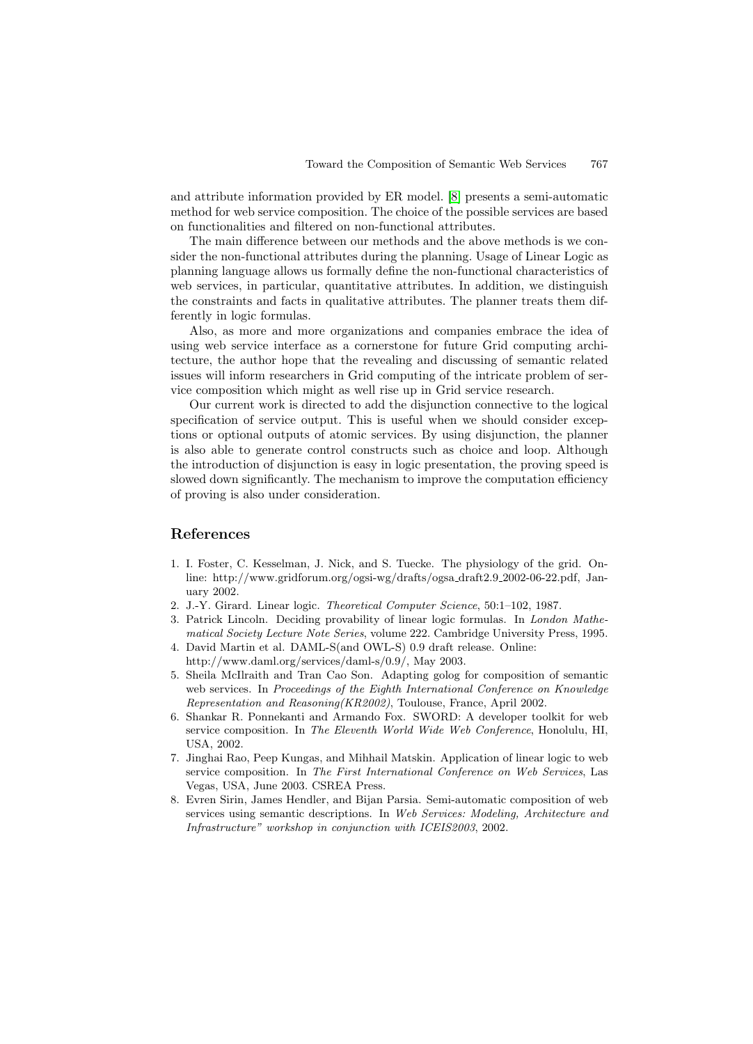and attribute information provided by ER model. [8] presents a semi-automatic method for web service composition. The choice of the possible services are based on functionalities and filtered on non-functional attributes.

The main difference between our methods and the above methods is we consider the non-functional attributes during the planning. Usage of Linear Logic as planning language allows us formally define the non-functional characteristics of web services, in particular, quantitative attributes. In addition, we distinguish the constraints and facts in qualitative attributes. The planner treats them differently in logic formulas.

Also, as more and more organizations and companies embrace the idea of using web service interface as a cornerstone for future Grid computing architecture, the author hope that the revealing and discussing of semantic related issues will inform researchers in Grid computing of the intricate problem of service composition which might as well rise up in Grid service research.

Our current work is directed to add the disjunction connective to the logical specification of service output. This is useful when we should consider exceptions or optional outputs of atomic services. By using disjunction, the planner is also able to generate control constructs such as choice and loop. Although the introduction of disjunction is easy in logic presentation, the proving speed is slowed down significantly. The mechanism to improve the computation efficiency of proving is also under consideration.

## References

1. I. Foster, C. Kesselman, J. Nick, and S. Tuecke. The physiology of the grid. Online: http://www.gridforum.org/ogsi-wg/drafts/ogsa_draft2.9_2002-06-22.pdf, January 2002.
2. J.-Y. Girard. Linear logic. *Theoretical Computer Science*, 50:1–102, 1987.
3. Patrick Lincoln. Deciding provability of linear logic formulas. In *London Mathematical Society Lecture Note Series*, volume 222. Cambridge University Press, 1995.
4. David Martin et al. DAML-S(and OWL-S) 0.9 draft release. Online: http://www.daml.org/services/daml-s/0.9/, May 2003.
5. Sheila McIlraith and Tran Cao Son. Adapting golog for composition of semantic web services. In *Proceedings of the Eighth International Conference on Knowledge Representation and Reasoning(KR2002)*, Toulouse, France, April 2002.
6. Shankar R. Ponnekanti and Armando Fox. SWORD: A developer toolkit for web service composition. In *The Eleventh World Wide Web Conference*, Honolulu, HI, USA, 2002.
7. Jinghai Rao, Peep Kungas, and Mihhail Matskin. Application of linear logic to web service composition. In *The First International Conference on Web Services*, Las Vegas, USA, June 2003. CSREA Press.
8. Evren Sirin, James Hendler, and Bijan Parsia. Semi-automatic composition of web services using semantic descriptions. In *Web Services: Modeling, Architecture and Infrastructure" workshop in conjunction with ICEIS2003*, 2002.